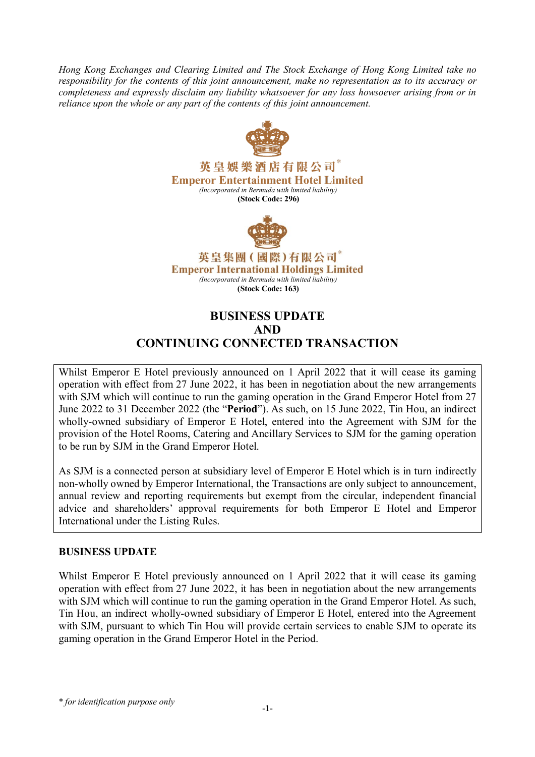*Hong Kong Exchanges and Clearing Limited and The Stock Exchange of Hong Kong Limited take no responsibility for the contents of this joint announcement, make no representation as to its accuracy or completeness and expressly disclaim any liability whatsoever for any loss howsoever arising from or in reliance upon the whole or any part of the contents of this joint announcement.*

**英皇娛樂酒店有限公司***
**Emperor Entertainment Hotel Limited**
*(Incorporated in Bermuda with limited liability)*
**(Stock Code: 296)**

**英皇集團(國際)有限公司***
**Emperor International Holdings Limited**
*(Incorporated in Bermuda with limited liability)*
**(Stock Code: 163)**

# BUSINESS UPDATE AND CONTINUING CONNECTED TRANSACTION

Whilst Emperor E Hotel previously announced on 1 April 2022 that it will cease its gaming operation with effect from 27 June 2022, it has been in negotiation about the new arrangements with SJM which will continue to run the gaming operation in the Grand Emperor Hotel from 27 June 2022 to 31 December 2022 (the "**Period**"). As such, on 15 June 2022, Tin Hou, an indirect wholly-owned subsidiary of Emperor E Hotel, entered into the Agreement with SJM for the provision of the Hotel Rooms, Catering and Ancillary Services to SJM for the gaming operation to be run by SJM in the Grand Emperor Hotel.

As SJM is a connected person at subsidiary level of Emperor E Hotel which is in turn indirectly non-wholly owned by Emperor International, the Transactions are only subject to announcement, annual review and reporting requirements but exempt from the circular, independent financial advice and shareholders' approval requirements for both Emperor E Hotel and Emperor International under the Listing Rules.

## BUSINESS UPDATE

Whilst Emperor E Hotel previously announced on 1 April 2022 that it will cease its gaming operation with effect from 27 June 2022, it has been in negotiation about the new arrangements with SJM which will continue to run the gaming operation in the Grand Emperor Hotel. As such, Tin Hou, an indirect wholly-owned subsidiary of Emperor E Hotel, entered into the Agreement with SJM, pursuant to which Tin Hou will provide certain services to enable SJM to operate its gaming operation in the Grand Emperor Hotel in the Period.

* *for identification purpose only*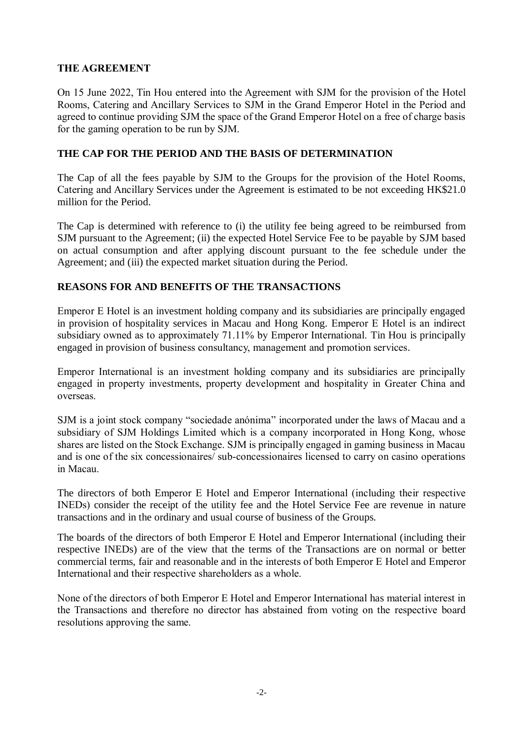## THE AGREEMENT

On 15 June 2022, Tin Hou entered into the Agreement with SJM for the provision of the Hotel Rooms, Catering and Ancillary Services to SJM in the Grand Emperor Hotel in the Period and agreed to continue providing SJM the space of the Grand Emperor Hotel on a free of charge basis for the gaming operation to be run by SJM.

## THE CAP FOR THE PERIOD AND THE BASIS OF DETERMINATION

The Cap of all the fees payable by SJM to the Groups for the provision of the Hotel Rooms, Catering and Ancillary Services under the Agreement is estimated to be not exceeding HK$21.0 million for the Period.

The Cap is determined with reference to (i) the utility fee being agreed to be reimbursed from SJM pursuant to the Agreement; (ii) the expected Hotel Service Fee to be payable by SJM based on actual consumption and after applying discount pursuant to the fee schedule under the Agreement; and (iii) the expected market situation during the Period.

## REASONS FOR AND BENEFITS OF THE TRANSACTIONS

Emperor E Hotel is an investment holding company and its subsidiaries are principally engaged in provision of hospitality services in Macau and Hong Kong. Emperor E Hotel is an indirect subsidiary owned as to approximately 71.11% by Emperor International. Tin Hou is principally engaged in provision of business consultancy, management and promotion services.

Emperor International is an investment holding company and its subsidiaries are principally engaged in property investments, property development and hospitality in Greater China and overseas.

SJM is a joint stock company "sociedade anónima" incorporated under the laws of Macau and a subsidiary of SJM Holdings Limited which is a company incorporated in Hong Kong, whose shares are listed on the Stock Exchange. SJM is principally engaged in gaming business in Macau and is one of the six concessionaires/ sub-concessionaires licensed to carry on casino operations in Macau.

The directors of both Emperor E Hotel and Emperor International (including their respective INEDs) consider the receipt of the utility fee and the Hotel Service Fee are revenue in nature transactions and in the ordinary and usual course of business of the Groups.

The boards of the directors of both Emperor E Hotel and Emperor International (including their respective INEDs) are of the view that the terms of the Transactions are on normal or better commercial terms, fair and reasonable and in the interests of both Emperor E Hotel and Emperor International and their respective shareholders as a whole.

None of the directors of both Emperor E Hotel and Emperor International has material interest in the Transactions and therefore no director has abstained from voting on the respective board resolutions approving the same.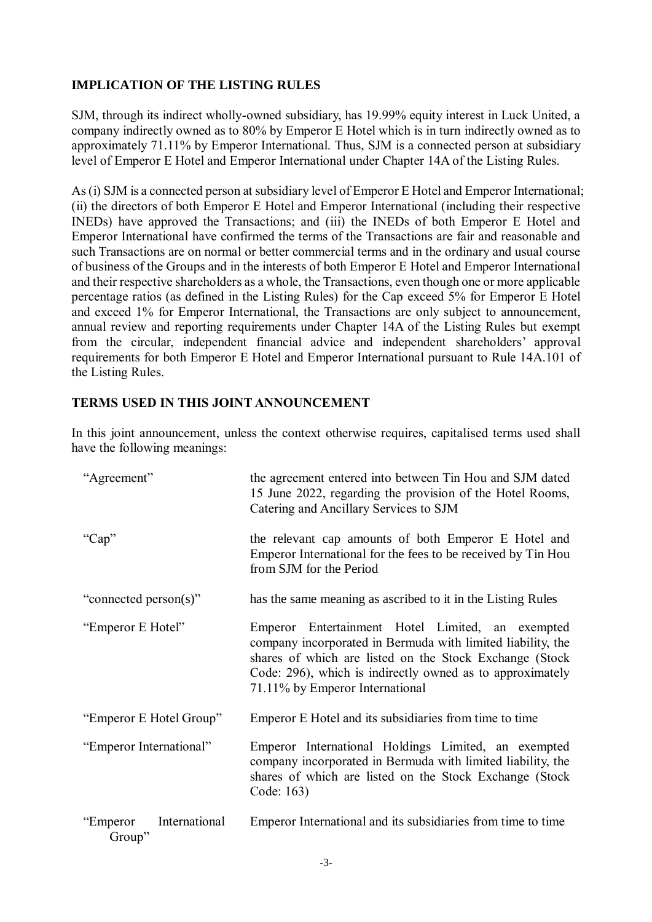**IMPLICATION OF THE LISTING RULES**

SJM, through its indirect wholly-owned subsidiary, has 19.99% equity interest in Luck United, a company indirectly owned as to 80% by Emperor E Hotel which is in turn indirectly owned as to approximately 71.11% by Emperor International. Thus, SJM is a connected person at subsidiary level of Emperor E Hotel and Emperor International under Chapter 14A of the Listing Rules.

As (i) SJM is a connected person at subsidiary level of Emperor E Hotel and Emperor International; (ii) the directors of both Emperor E Hotel and Emperor International (including their respective INEDs) have approved the Transactions; and (iii) the INEDs of both Emperor E Hotel and Emperor International have confirmed the terms of the Transactions are fair and reasonable and such Transactions are on normal or better commercial terms and in the ordinary and usual course of business of the Groups and in the interests of both Emperor E Hotel and Emperor International and their respective shareholders as a whole, the Transactions, even though one or more applicable percentage ratios (as defined in the Listing Rules) for the Cap exceed 5% for Emperor E Hotel and exceed 1% for Emperor International, the Transactions are only subject to announcement, annual review and reporting requirements under Chapter 14A of the Listing Rules but exempt from the circular, independent financial advice and independent shareholders' approval requirements for both Emperor E Hotel and Emperor International pursuant to Rule 14A.101 of the Listing Rules.

**TERMS USED IN THIS JOINT ANNOUNCEMENT**

In this joint announcement, unless the context otherwise requires, capitalised terms used shall have the following meanings:

| | |
|---|---|
| "Agreement" | the agreement entered into between Tin Hou and SJM dated 15 June 2022, regarding the provision of the Hotel Rooms, Catering and Ancillary Services to SJM |
| "Cap" | the relevant cap amounts of both Emperor E Hotel and Emperor International for the fees to be received by Tin Hou from SJM for the Period |
| "connected person(s)" | has the same meaning as ascribed to it in the Listing Rules |
| "Emperor E Hotel" | Emperor Entertainment Hotel Limited, an exempted company incorporated in Bermuda with limited liability, the shares of which are listed on the Stock Exchange (Stock Code: 296), which is indirectly owned as to approximately 71.11% by Emperor International |
| "Emperor E Hotel Group" | Emperor E Hotel and its subsidiaries from time to time |
| "Emperor International" | Emperor International Holdings Limited, an exempted company incorporated in Bermuda with limited liability, the shares of which are listed on the Stock Exchange (Stock Code: 163) |
| "Emperor International Group" | Emperor International and its subsidiaries from time to time |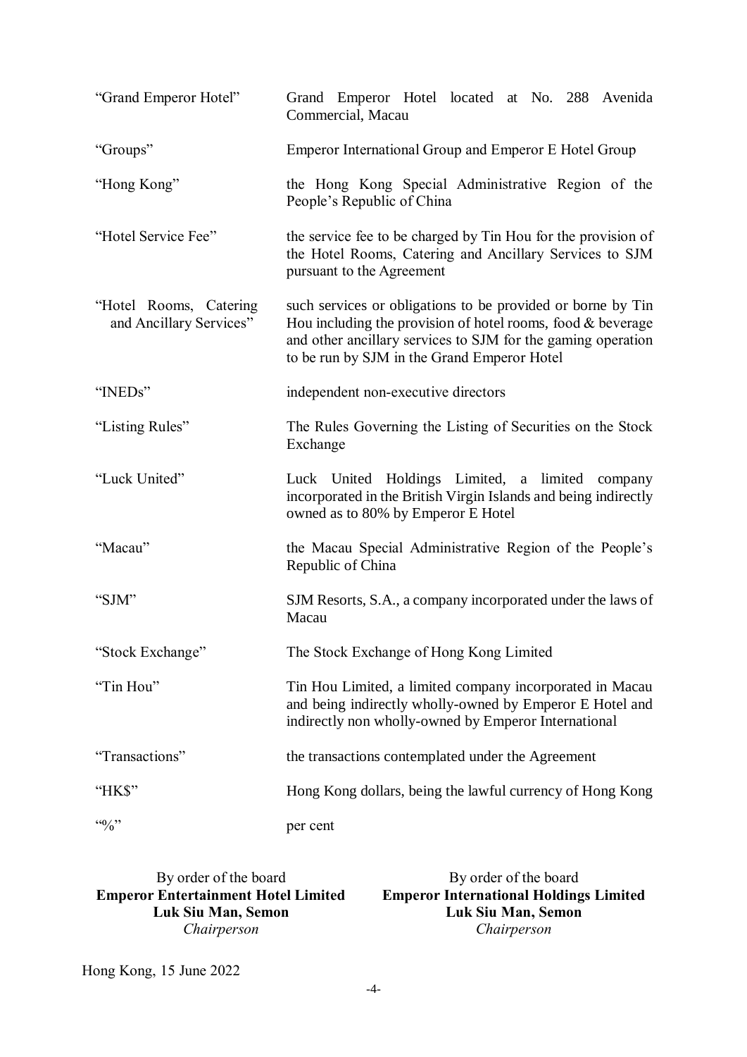| | |
|---|---|
| "Grand Emperor Hotel" | Grand Emperor Hotel located at No. 288 Avenida Commercial, Macau |
| "Groups" | Emperor International Group and Emperor E Hotel Group |
| "Hong Kong" | the Hong Kong Special Administrative Region of the People's Republic of China |
| "Hotel Service Fee" | the service fee to be charged by Tin Hou for the provision of the Hotel Rooms, Catering and Ancillary Services to SJM pursuant to the Agreement |
| "Hotel Rooms, Catering and Ancillary Services" | such services or obligations to be provided or borne by Tin Hou including the provision of hotel rooms, food & beverage and other ancillary services to SJM for the gaming operation to be run by SJM in the Grand Emperor Hotel |
| "INEDs" | independent non-executive directors |
| "Listing Rules" | The Rules Governing the Listing of Securities on the Stock Exchange |
| "Luck United" | Luck United Holdings Limited, a limited company incorporated in the British Virgin Islands and being indirectly owned as to 80% by Emperor E Hotel |
| "Macau" | the Macau Special Administrative Region of the People's Republic of China |
| "SJM" | SJM Resorts, S.A., a company incorporated under the laws of Macau |
| "Stock Exchange" | The Stock Exchange of Hong Kong Limited |
| "Tin Hou" | Tin Hou Limited, a limited company incorporated in Macau and being indirectly wholly-owned by Emperor E Hotel and indirectly non wholly-owned by Emperor International |
| "Transactions" | the transactions contemplated under the Agreement |
| "HK$" | Hong Kong dollars, being the lawful currency of Hong Kong |
| "%" | per cent |

By order of the board
**Emperor Entertainment Hotel Limited**
**Luk Siu Man, Semon**
*Chairperson*

By order of the board
**Emperor International Holdings Limited**
**Luk Siu Man, Semon**
*Chairperson*

Hong Kong, 15 June 2022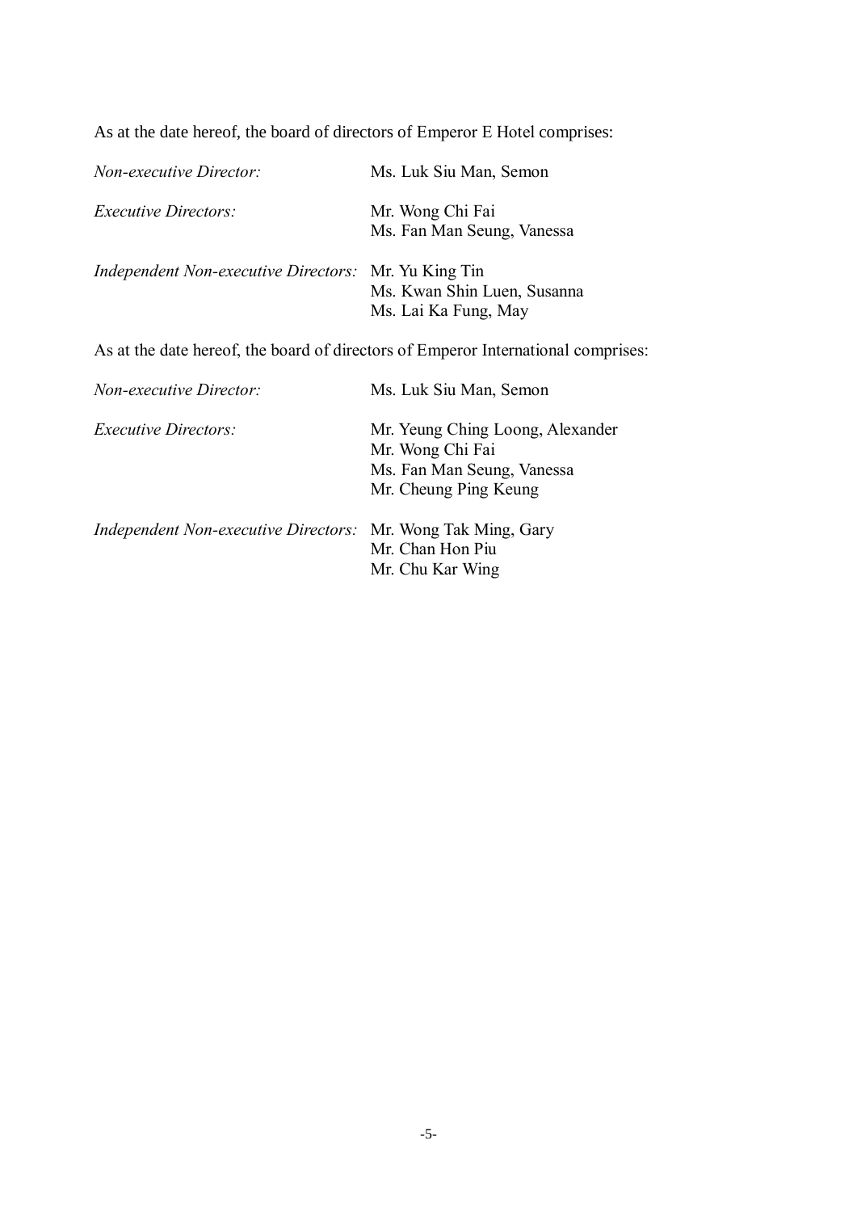As at the date hereof, the board of directors of Emperor E Hotel comprises:

| | |
|---|---|
| *Non-executive Director:* | Ms. Luk Siu Man, Semon |
| *Executive Directors:* | Mr. Wong Chi Fai<br>Ms. Fan Man Seung, Vanessa |
| *Independent Non-executive Directors:* | Mr. Yu King Tin<br>Ms. Kwan Shin Luen, Susanna<br>Ms. Lai Ka Fung, May |

As at the date hereof, the board of directors of Emperor International comprises:

| | |
|---|---|
| *Non-executive Director:* | Ms. Luk Siu Man, Semon |
| *Executive Directors:* | Mr. Yeung Ching Loong, Alexander<br>Mr. Wong Chi Fai<br>Ms. Fan Man Seung, Vanessa<br>Mr. Cheung Ping Keung |
| *Independent Non-executive Directors:* | Mr. Wong Tak Ming, Gary<br>Mr. Chan Hon Piu<br>Mr. Chu Kar Wing |